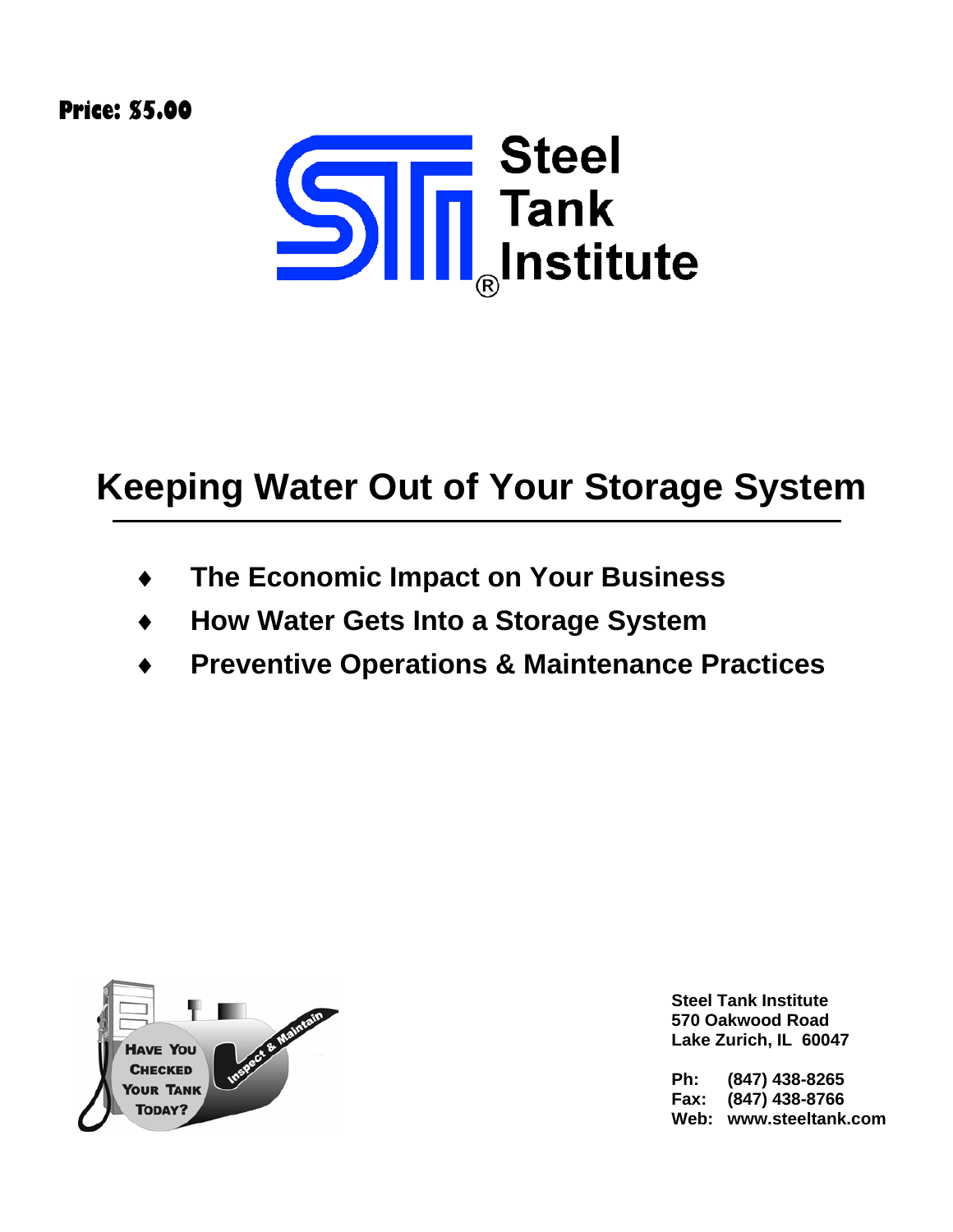**Price: $5.00**

Steel Tank Institute®

# Keeping Water Out of Your Storage System

- The Economic Impact on Your Business
- How Water Gets Into a Storage System
- Preventive Operations & Maintenance Practices

HAVE YOU CHECKED YOUR TANK TODAY?

Inspect & Maintain

**Steel Tank Institute**
**570 Oakwood Road**
**Lake Zurich, IL 60047**

**Ph: (847) 438-8265**
**Fax: (847) 438-8766**
**Web: www.steeltank.com**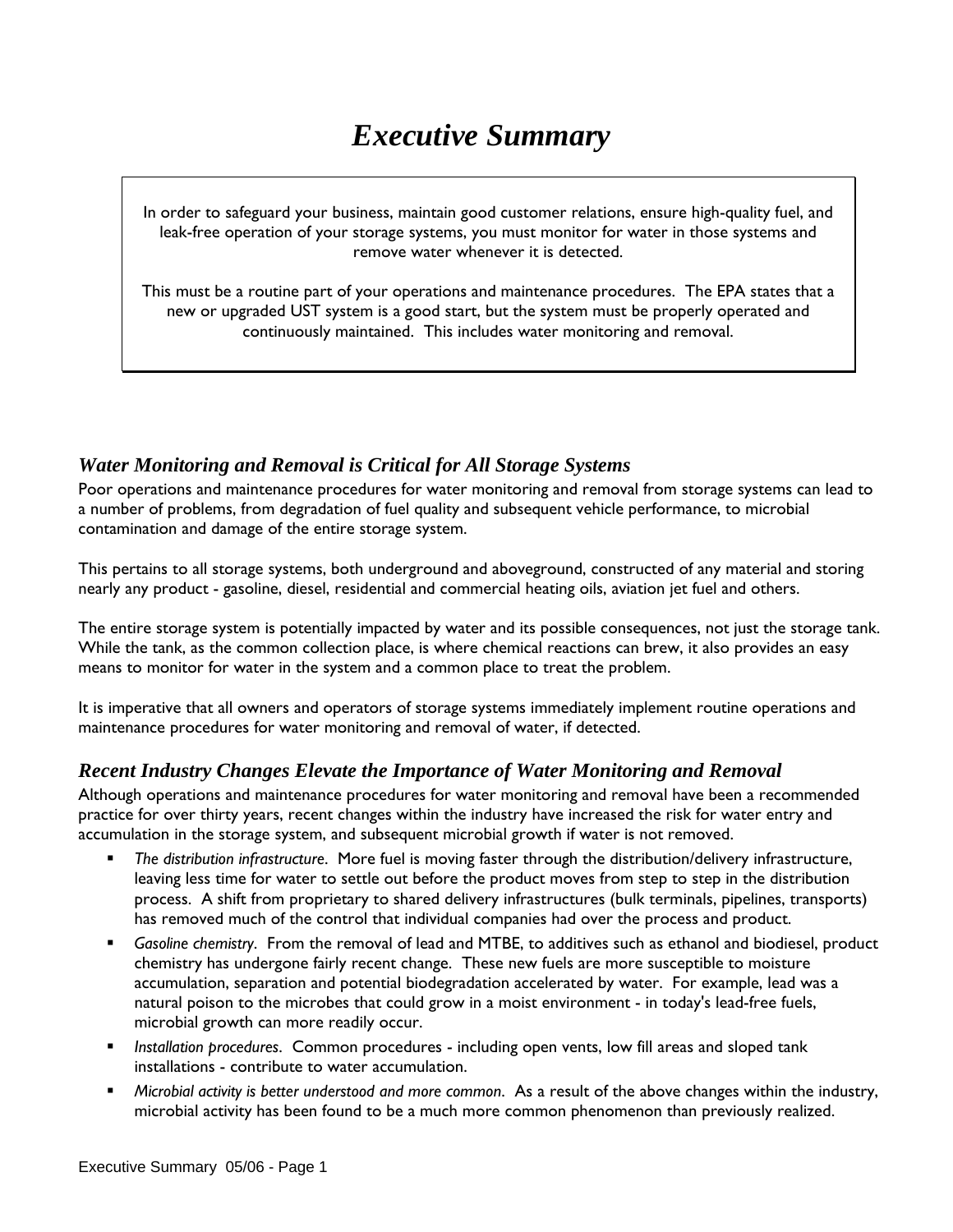# Executive Summary

> In order to safeguard your business, maintain good customer relations, ensure high-quality fuel, and leak-free operation of your storage systems, you must monitor for water in those systems and remove water whenever it is detected.
>
> This must be a routine part of your operations and maintenance procedures. The EPA states that a new or upgraded UST system is a good start, but the system must be properly operated and continuously maintained. This includes water monitoring and removal.

## *Water Monitoring and Removal is Critical for All Storage Systems*

Poor operations and maintenance procedures for water monitoring and removal from storage systems can lead to a number of problems, from degradation of fuel quality and subsequent vehicle performance, to microbial contamination and damage of the entire storage system.

This pertains to all storage systems, both underground and aboveground, constructed of any material and storing nearly any product - gasoline, diesel, residential and commercial heating oils, aviation jet fuel and others.

The entire storage system is potentially impacted by water and its possible consequences, not just the storage tank. While the tank, as the common collection place, is where chemical reactions can brew, it also provides an easy means to monitor for water in the system and a common place to treat the problem.

It is imperative that all owners and operators of storage systems immediately implement routine operations and maintenance procedures for water monitoring and removal of water, if detected.

## *Recent Industry Changes Elevate the Importance of Water Monitoring and Removal*

Although operations and maintenance procedures for water monitoring and removal have been a recommended practice for over thirty years, recent changes within the industry have increased the risk for water entry and accumulation in the storage system, and subsequent microbial growth if water is not removed.

- *The distribution infrastructure*. More fuel is moving faster through the distribution/delivery infrastructure, leaving less time for water to settle out before the product moves from step to step in the distribution process. A shift from proprietary to shared delivery infrastructures (bulk terminals, pipelines, transports) has removed much of the control that individual companies had over the process and product.
- *Gasoline chemistry*. From the removal of lead and MTBE, to additives such as ethanol and biodiesel, product chemistry has undergone fairly recent change. These new fuels are more susceptible to moisture accumulation, separation and potential biodegradation accelerated by water. For example, lead was a natural poison to the microbes that could grow in a moist environment - in today's lead-free fuels, microbial growth can more readily occur.
- *Installation procedures*. Common procedures - including open vents, low fill areas and sloped tank installations - contribute to water accumulation.
- *Microbial activity is better understood and more common*. As a result of the above changes within the industry, microbial activity has been found to be a much more common phenomenon than previously realized.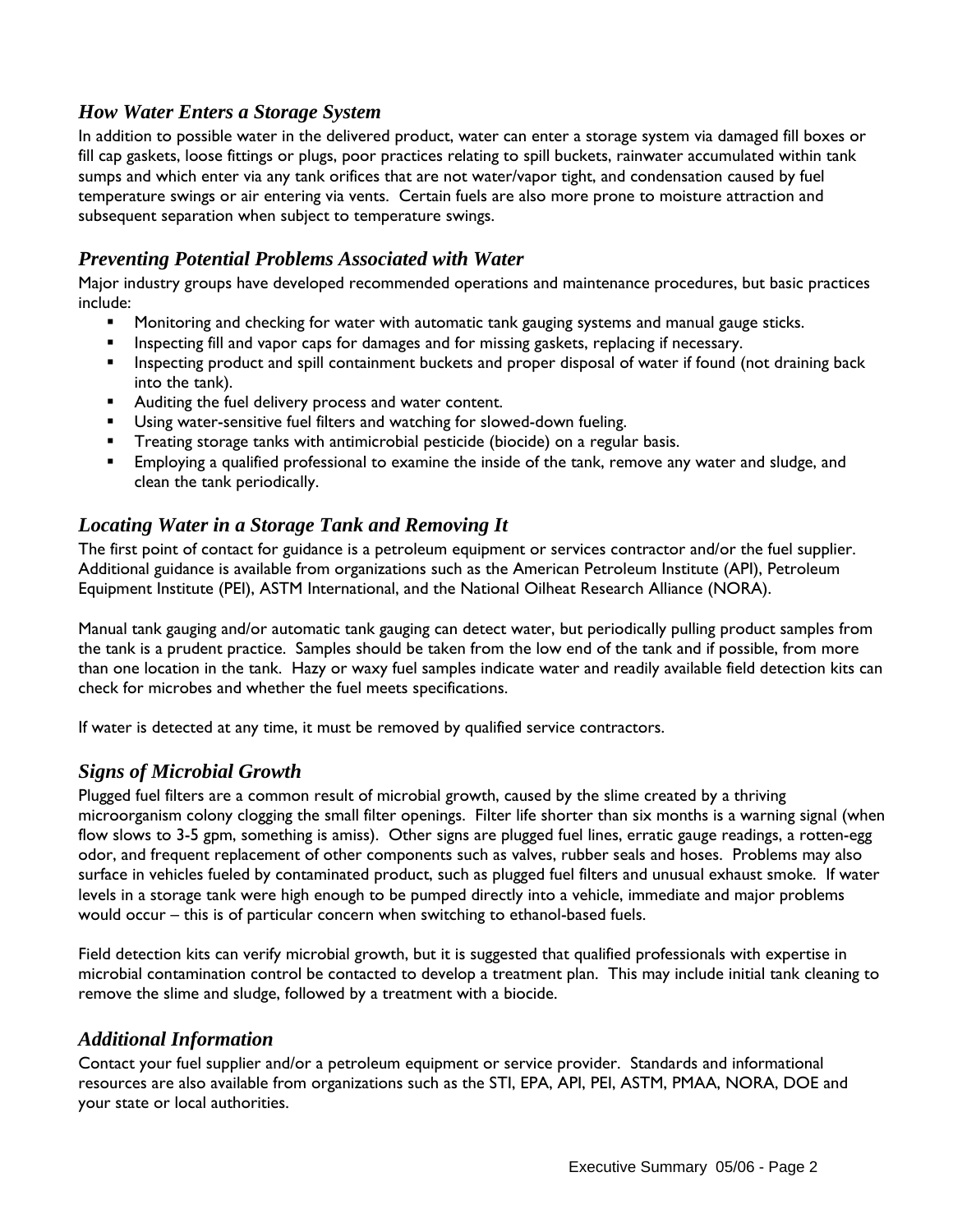## *How Water Enters a Storage System*

In addition to possible water in the delivered product, water can enter a storage system via damaged fill boxes or fill cap gaskets, loose fittings or plugs, poor practices relating to spill buckets, rainwater accumulated within tank sumps and which enter via any tank orifices that are not water/vapor tight, and condensation caused by fuel temperature swings or air entering via vents. Certain fuels are also more prone to moisture attraction and subsequent separation when subject to temperature swings.

## *Preventing Potential Problems Associated with Water*

Major industry groups have developed recommended operations and maintenance procedures, but basic practices include:

- Monitoring and checking for water with automatic tank gauging systems and manual gauge sticks.
- Inspecting fill and vapor caps for damages and for missing gaskets, replacing if necessary.
- Inspecting product and spill containment buckets and proper disposal of water if found (not draining back into the tank).
- Auditing the fuel delivery process and water content.
- Using water-sensitive fuel filters and watching for slowed-down fueling.
- Treating storage tanks with antimicrobial pesticide (biocide) on a regular basis.
- Employing a qualified professional to examine the inside of the tank, remove any water and sludge, and clean the tank periodically.

## *Locating Water in a Storage Tank and Removing It*

The first point of contact for guidance is a petroleum equipment or services contractor and/or the fuel supplier. Additional guidance is available from organizations such as the American Petroleum Institute (API), Petroleum Equipment Institute (PEI), ASTM International, and the National Oilheat Research Alliance (NORA).

Manual tank gauging and/or automatic tank gauging can detect water, but periodically pulling product samples from the tank is a prudent practice. Samples should be taken from the low end of the tank and if possible, from more than one location in the tank. Hazy or waxy fuel samples indicate water and readily available field detection kits can check for microbes and whether the fuel meets specifications.

If water is detected at any time, it must be removed by qualified service contractors.

## *Signs of Microbial Growth*

Plugged fuel filters are a common result of microbial growth, caused by the slime created by a thriving microorganism colony clogging the small filter openings. Filter life shorter than six months is a warning signal (when flow slows to 3-5 gpm, something is amiss). Other signs are plugged fuel lines, erratic gauge readings, a rotten-egg odor, and frequent replacement of other components such as valves, rubber seals and hoses. Problems may also surface in vehicles fueled by contaminated product, such as plugged fuel filters and unusual exhaust smoke. If water levels in a storage tank were high enough to be pumped directly into a vehicle, immediate and major problems would occur – this is of particular concern when switching to ethanol-based fuels.

Field detection kits can verify microbial growth, but it is suggested that qualified professionals with expertise in microbial contamination control be contacted to develop a treatment plan. This may include initial tank cleaning to remove the slime and sludge, followed by a treatment with a biocide.

## *Additional Information*

Contact your fuel supplier and/or a petroleum equipment or service provider. Standards and informational resources are also available from organizations such as the STI, EPA, API, PEI, ASTM, PMAA, NORA, DOE and your state or local authorities.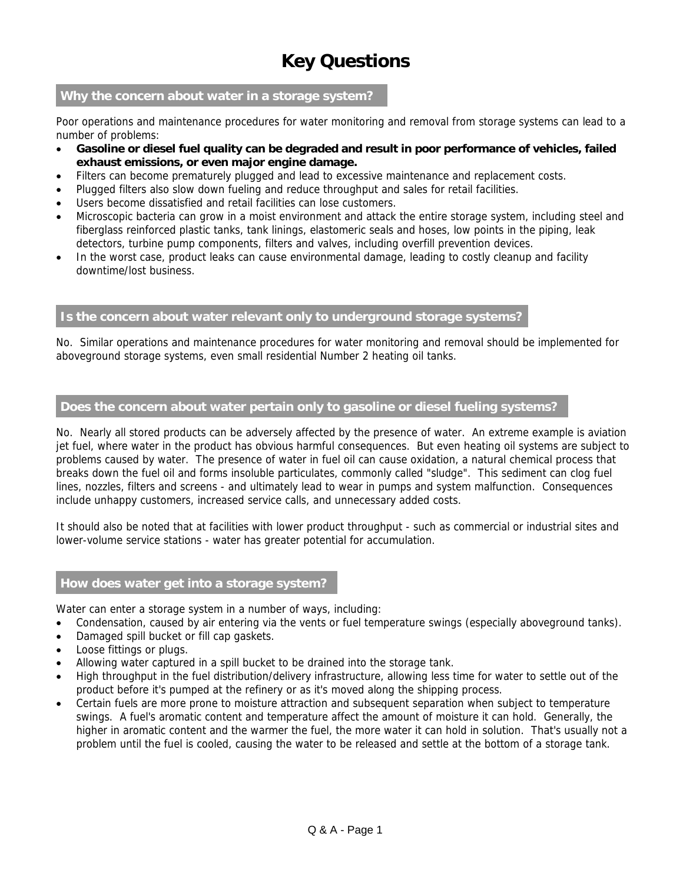# Key Questions

## Why the concern about water in a storage system?

Poor operations and maintenance procedures for water monitoring and removal from storage systems can lead to a number of problems:

- **Gasoline or diesel fuel quality can be degraded and result in poor performance of vehicles, failed exhaust emissions, or even major engine damage.**
- Filters can become prematurely plugged and lead to excessive maintenance and replacement costs.
- Plugged filters also slow down fueling and reduce throughput and sales for retail facilities.
- Users become dissatisfied and retail facilities can lose customers.
- Microscopic bacteria can grow in a moist environment and attack the entire storage system, including steel and fiberglass reinforced plastic tanks, tank linings, elastomeric seals and hoses, low points in the piping, leak detectors, turbine pump components, filters and valves, including overfill prevention devices.
- In the worst case, product leaks can cause environmental damage, leading to costly cleanup and facility downtime/lost business.

## Is the concern about water relevant only to underground storage systems?

No. Similar operations and maintenance procedures for water monitoring and removal should be implemented for aboveground storage systems, even small residential Number 2 heating oil tanks.

## Does the concern about water pertain only to gasoline or diesel fueling systems?

No. Nearly all stored products can be adversely affected by the presence of water. An extreme example is aviation jet fuel, where water in the product has obvious harmful consequences. But even heating oil systems are subject to problems caused by water. The presence of water in fuel oil can cause oxidation, a natural chemical process that breaks down the fuel oil and forms insoluble particulates, commonly called "sludge". This sediment can clog fuel lines, nozzles, filters and screens - and ultimately lead to wear in pumps and system malfunction. Consequences include unhappy customers, increased service calls, and unnecessary added costs.

It should also be noted that at facilities with lower product throughput - such as commercial or industrial sites and lower-volume service stations - water has greater potential for accumulation.

## How does water get into a storage system?

Water can enter a storage system in a number of ways, including:

- Condensation, caused by air entering via the vents or fuel temperature swings (especially aboveground tanks).
- Damaged spill bucket or fill cap gaskets.
- Loose fittings or plugs.
- Allowing water captured in a spill bucket to be drained into the storage tank.
- High throughput in the fuel distribution/delivery infrastructure, allowing less time for water to settle out of the product before it's pumped at the refinery or as it's moved along the shipping process.
- Certain fuels are more prone to moisture attraction and subsequent separation when subject to temperature swings. A fuel's aromatic content and temperature affect the amount of moisture it can hold. Generally, the higher in aromatic content and the warmer the fuel, the more water it can hold in solution. That's usually not a problem until the fuel is cooled, causing the water to be released and settle at the bottom of a storage tank.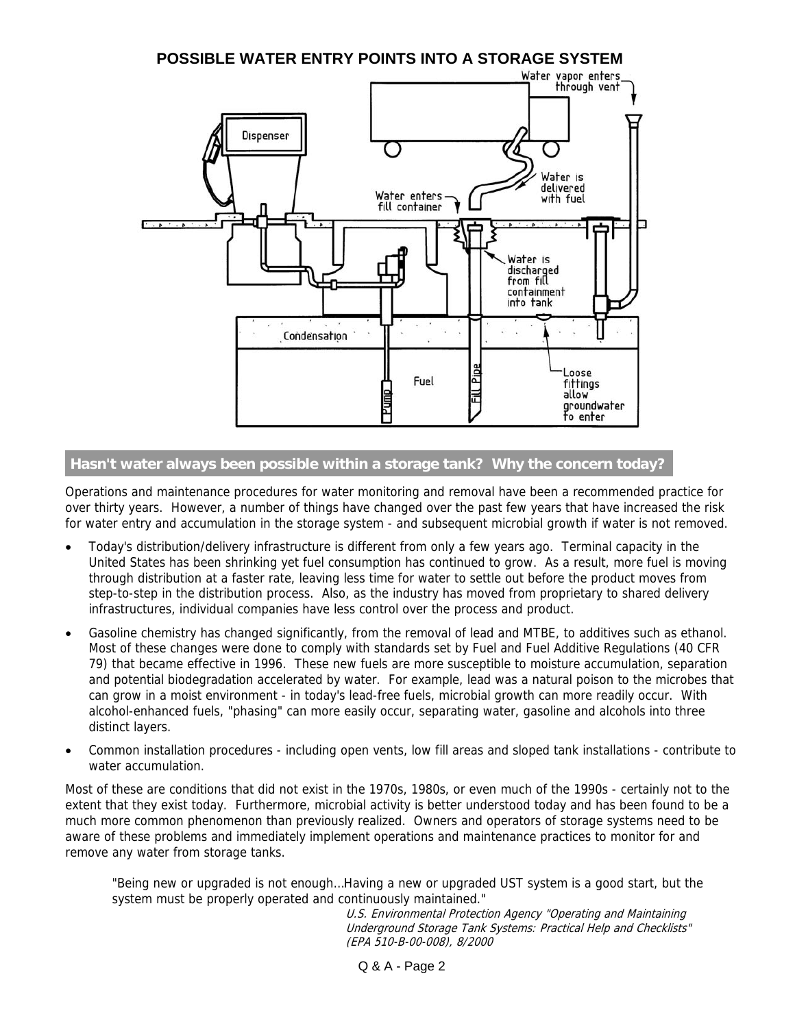## POSSIBLE WATER ENTRY POINTS INTO A STORAGE SYSTEM

Water vapor enters through vent

Dispenser

Water is delivered with fuel

Water enters fill container

Water is discharged from fill containment into tank

Condensation

Fuel

Pump

Fill Pipe

Loose fittings allow groundwater to enter

### Hasn't water always been possible within a storage tank? Why the concern today?

Operations and maintenance procedures for water monitoring and removal have been a recommended practice for over thirty years. However, a number of things have changed over the past few years that have increased the risk for water entry and accumulation in the storage system - and subsequent microbial growth if water is not removed.

- Today's distribution/delivery infrastructure is different from only a few years ago. Terminal capacity in the United States has been shrinking yet fuel consumption has continued to grow. As a result, more fuel is moving through distribution at a faster rate, leaving less time for water to settle out before the product moves from step-to-step in the distribution process. Also, as the industry has moved from proprietary to shared delivery infrastructures, individual companies have less control over the process and product.
- Gasoline chemistry has changed significantly, from the removal of lead and MTBE, to additives such as ethanol. Most of these changes were done to comply with standards set by Fuel and Fuel Additive Regulations (40 CFR 79) that became effective in 1996. These new fuels are more susceptible to moisture accumulation, separation and potential biodegradation accelerated by water. For example, lead was a natural poison to the microbes that can grow in a moist environment - in today's lead-free fuels, microbial growth can more readily occur. With alcohol-enhanced fuels, "phasing" can more easily occur, separating water, gasoline and alcohols into three distinct layers.
- Common installation procedures - including open vents, low fill areas and sloped tank installations - contribute to water accumulation.

Most of these are conditions that did not exist in the 1970s, 1980s, or even much of the 1990s - certainly not to the extent that they exist today. Furthermore, microbial activity is better understood today and has been found to be a much more common phenomenon than previously realized. Owners and operators of storage systems need to be aware of these problems and immediately implement operations and maintenance practices to monitor for and remove any water from storage tanks.

> "Being new or upgraded is not enough...Having a new or upgraded UST system is a good start, but the system must be properly operated and continuously maintained."
>
> *U.S. Environmental Protection Agency "Operating and Maintaining Underground Storage Tank Systems: Practical Help and Checklists" (EPA 510-B-00-008), 8/2000*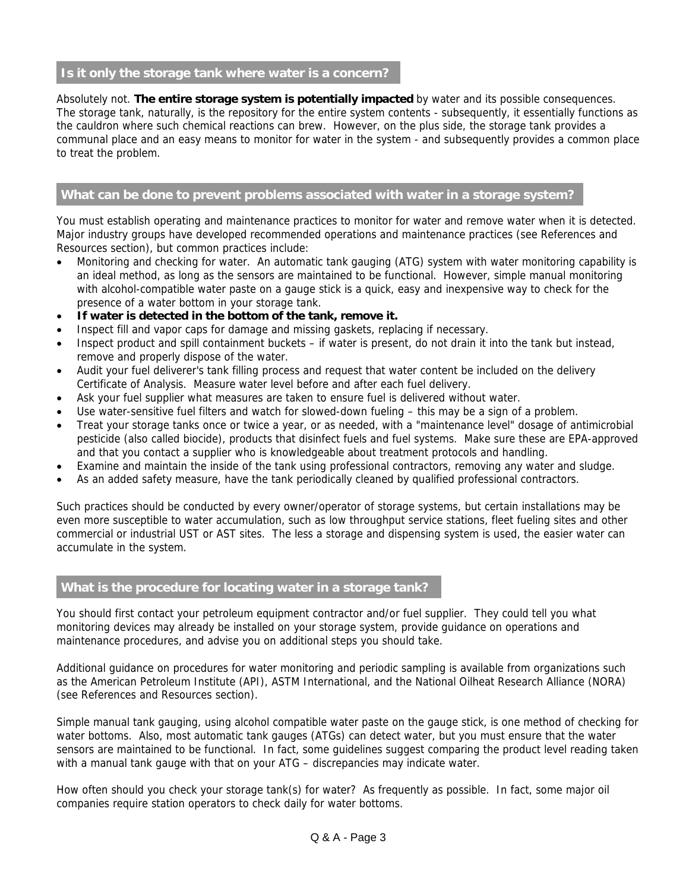## Is it only the storage tank where water is a concern?

Absolutely not. **The entire storage system is potentially impacted** by water and its possible consequences. The storage tank, naturally, is the repository for the entire system contents - subsequently, it essentially functions as the cauldron where such chemical reactions can brew. However, on the plus side, the storage tank provides a communal place and an easy means to monitor for water in the system - and subsequently provides a common place to treat the problem.

## What can be done to prevent problems associated with water in a storage system?

You must establish operating and maintenance practices to monitor for water and remove water when it is detected. Major industry groups have developed recommended operations and maintenance practices (see References and Resources section), but common practices include:

- Monitoring and checking for water. An automatic tank gauging (ATG) system with water monitoring capability is an ideal method, as long as the sensors are maintained to be functional. However, simple manual monitoring with alcohol-compatible water paste on a gauge stick is a quick, easy and inexpensive way to check for the presence of a water bottom in your storage tank.
- **If water is detected in the bottom of the tank, remove it.**
- Inspect fill and vapor caps for damage and missing gaskets, replacing if necessary.
- Inspect product and spill containment buckets – if water is present, do not drain it into the tank but instead, remove and properly dispose of the water.
- Audit your fuel deliverer's tank filling process and request that water content be included on the delivery Certificate of Analysis. Measure water level before and after each fuel delivery.
- Ask your fuel supplier what measures are taken to ensure fuel is delivered without water.
- Use water-sensitive fuel filters and watch for slowed-down fueling – this may be a sign of a problem.
- Treat your storage tanks once or twice a year, or as needed, with a "maintenance level" dosage of antimicrobial pesticide (also called biocide), products that disinfect fuels and fuel systems. Make sure these are EPA-approved and that you contact a supplier who is knowledgeable about treatment protocols and handling.
- Examine and maintain the inside of the tank using professional contractors, removing any water and sludge.
- As an added safety measure, have the tank periodically cleaned by qualified professional contractors.

Such practices should be conducted by every owner/operator of storage systems, but certain installations may be even more susceptible to water accumulation, such as low throughput service stations, fleet fueling sites and other commercial or industrial UST or AST sites. The less a storage and dispensing system is used, the easier water can accumulate in the system.

## What is the procedure for locating water in a storage tank?

You should first contact your petroleum equipment contractor and/or fuel supplier. They could tell you what monitoring devices may already be installed on your storage system, provide guidance on operations and maintenance procedures, and advise you on additional steps you should take.

Additional guidance on procedures for water monitoring and periodic sampling is available from organizations such as the American Petroleum Institute (API), ASTM International, and the National Oilheat Research Alliance (NORA) (see References and Resources section).

Simple manual tank gauging, using alcohol compatible water paste on the gauge stick, is one method of checking for water bottoms. Also, most automatic tank gauges (ATGs) can detect water, but you must ensure that the water sensors are maintained to be functional. In fact, some guidelines suggest comparing the product level reading taken with a manual tank gauge with that on your ATG – discrepancies may indicate water.

How often should you check your storage tank(s) for water? As frequently as possible. In fact, some major oil companies require station operators to check daily for water bottoms.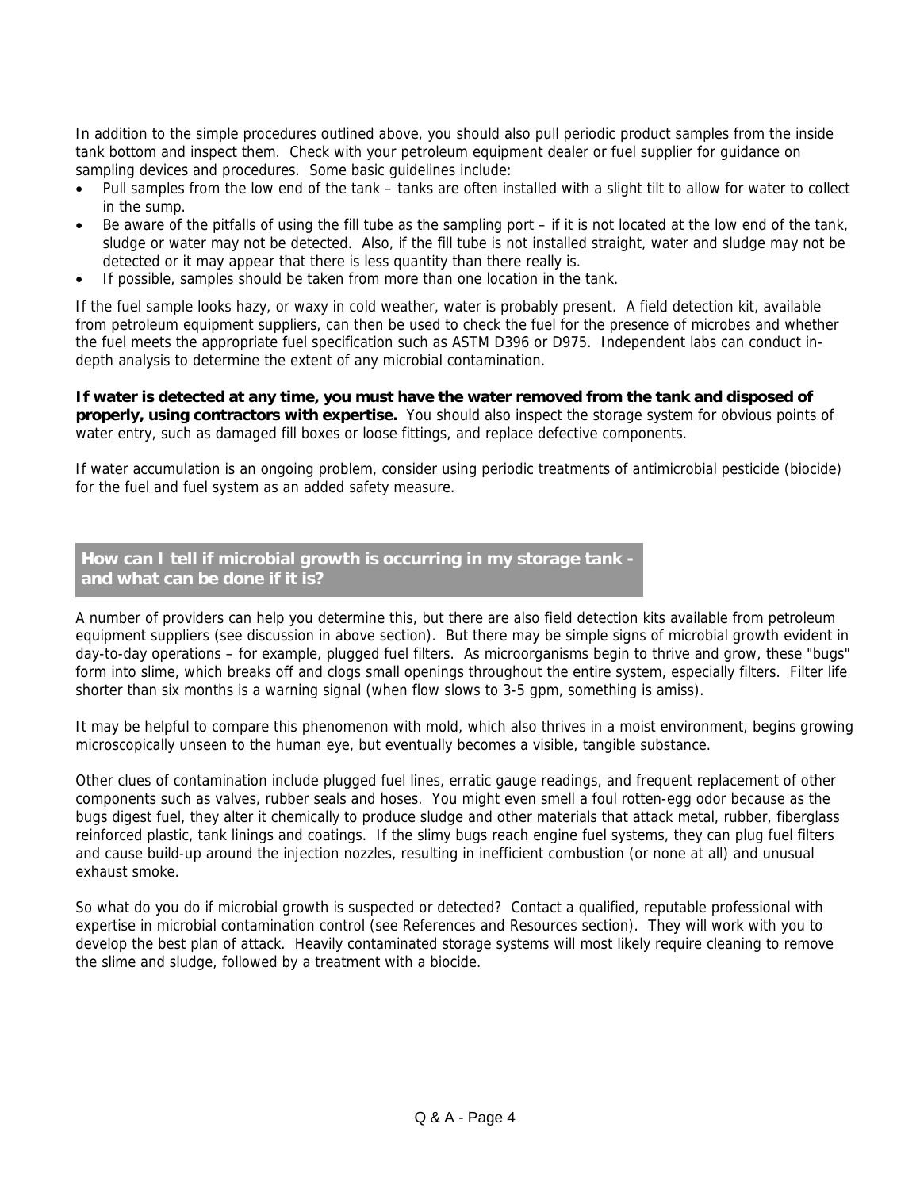In addition to the simple procedures outlined above, you should also pull periodic product samples from the inside tank bottom and inspect them. Check with your petroleum equipment dealer or fuel supplier for guidance on sampling devices and procedures. Some basic guidelines include:

- Pull samples from the low end of the tank – tanks are often installed with a slight tilt to allow for water to collect in the sump.
- Be aware of the pitfalls of using the fill tube as the sampling port – if it is not located at the low end of the tank, sludge or water may not be detected. Also, if the fill tube is not installed straight, water and sludge may not be detected or it may appear that there is less quantity than there really is.
- If possible, samples should be taken from more than one location in the tank.

If the fuel sample looks hazy, or waxy in cold weather, water is probably present. A field detection kit, available from petroleum equipment suppliers, can then be used to check the fuel for the presence of microbes and whether the fuel meets the appropriate fuel specification such as ASTM D396 or D975. Independent labs can conduct in-depth analysis to determine the extent of any microbial contamination.

**If water is detected at any time, you must have the water removed from the tank and disposed of properly, using contractors with expertise.** You should also inspect the storage system for obvious points of water entry, such as damaged fill boxes or loose fittings, and replace defective components.

If water accumulation is an ongoing problem, consider using periodic treatments of antimicrobial pesticide (biocide) for the fuel and fuel system as an added safety measure.

## How can I tell if microbial growth is occurring in my storage tank - and what can be done if it is?

A number of providers can help you determine this, but there are also field detection kits available from petroleum equipment suppliers (see discussion in above section). But there may be simple signs of microbial growth evident in day-to-day operations – for example, plugged fuel filters. As microorganisms begin to thrive and grow, these "bugs" form into slime, which breaks off and clogs small openings throughout the entire system, especially filters. Filter life shorter than six months is a warning signal (when flow slows to 3-5 gpm, something is amiss).

It may be helpful to compare this phenomenon with mold, which also thrives in a moist environment, begins growing microscopically unseen to the human eye, but eventually becomes a visible, tangible substance.

Other clues of contamination include plugged fuel lines, erratic gauge readings, and frequent replacement of other components such as valves, rubber seals and hoses. You might even smell a foul rotten-egg odor because as the bugs digest fuel, they alter it chemically to produce sludge and other materials that attack metal, rubber, fiberglass reinforced plastic, tank linings and coatings. If the slimy bugs reach engine fuel systems, they can plug fuel filters and cause build-up around the injection nozzles, resulting in inefficient combustion (or none at all) and unusual exhaust smoke.

So what do you do if microbial growth is suspected or detected? Contact a qualified, reputable professional with expertise in microbial contamination control (see References and Resources section). They will work with you to develop the best plan of attack. Heavily contaminated storage systems will most likely require cleaning to remove the slime and sludge, followed by a treatment with a biocide.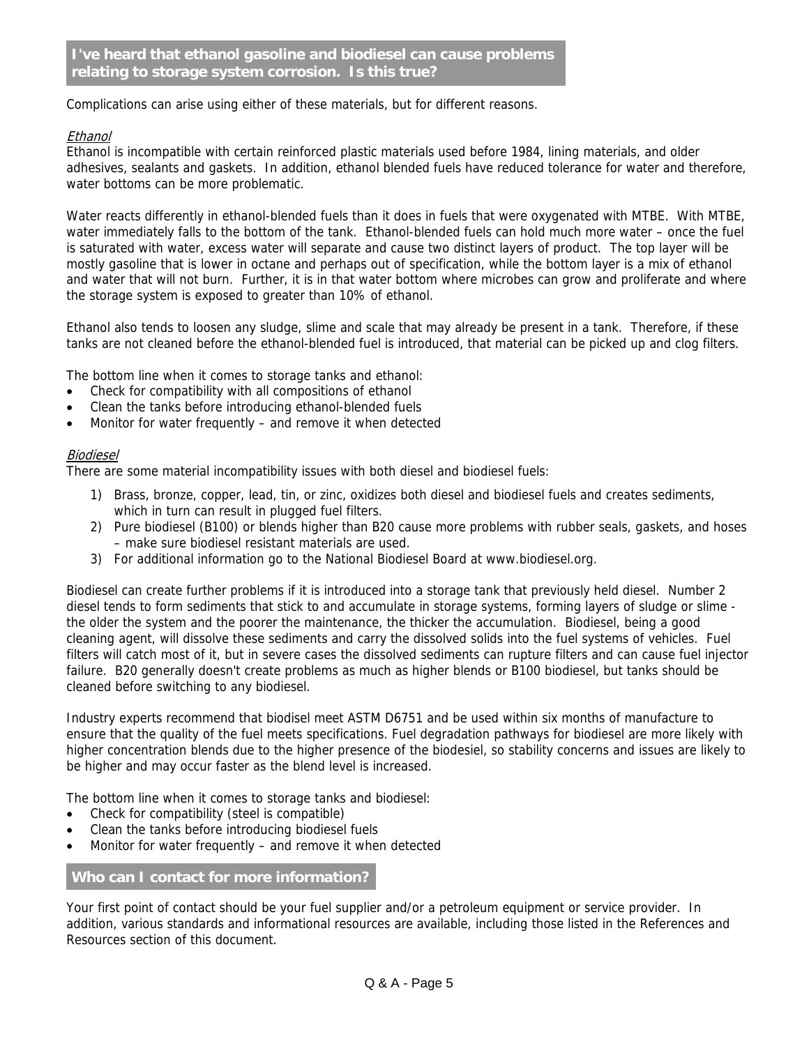## I've heard that ethanol gasoline and biodiesel can cause problems relating to storage system corrosion. Is this true?

Complications can arise using either of these materials, but for different reasons.

*Ethanol*

Ethanol is incompatible with certain reinforced plastic materials used before 1984, lining materials, and older adhesives, sealants and gaskets. In addition, ethanol blended fuels have reduced tolerance for water and therefore, water bottoms can be more problematic.

Water reacts differently in ethanol-blended fuels than it does in fuels that were oxygenated with MTBE. With MTBE, water immediately falls to the bottom of the tank. Ethanol-blended fuels can hold much more water – once the fuel is saturated with water, excess water will separate and cause two distinct layers of product. The top layer will be mostly gasoline that is lower in octane and perhaps out of specification, while the bottom layer is a mix of ethanol and water that will not burn. Further, it is in that water bottom where microbes can grow and proliferate and where the storage system is exposed to greater than 10% of ethanol.

Ethanol also tends to loosen any sludge, slime and scale that may already be present in a tank. Therefore, if these tanks are not cleaned before the ethanol-blended fuel is introduced, that material can be picked up and clog filters.

The bottom line when it comes to storage tanks and ethanol:

- Check for compatibility with all compositions of ethanol
- Clean the tanks before introducing ethanol-blended fuels
- Monitor for water frequently – and remove it when detected

*Biodiesel*

There are some material incompatibility issues with both diesel and biodiesel fuels:

1) Brass, bronze, copper, lead, tin, or zinc, oxidizes both diesel and biodiesel fuels and creates sediments, which in turn can result in plugged fuel filters.
2) Pure biodiesel (B100) or blends higher than B20 cause more problems with rubber seals, gaskets, and hoses – make sure biodiesel resistant materials are used.
3) For additional information go to the National Biodiesel Board at www.biodiesel.org.

Biodiesel can create further problems if it is introduced into a storage tank that previously held diesel. Number 2 diesel tends to form sediments that stick to and accumulate in storage systems, forming layers of sludge or slime - the older the system and the poorer the maintenance, the thicker the accumulation. Biodiesel, being a good cleaning agent, will dissolve these sediments and carry the dissolved solids into the fuel systems of vehicles. Fuel filters will catch most of it, but in severe cases the dissolved sediments can rupture filters and can cause fuel injector failure. B20 generally doesn't create problems as much as higher blends or B100 biodiesel, but tanks should be cleaned before switching to any biodiesel.

Industry experts recommend that biodisel meet ASTM D6751 and be used within six months of manufacture to ensure that the quality of the fuel meets specifications. Fuel degradation pathways for biodiesel are more likely with higher concentration blends due to the higher presence of the biodesiel, so stability concerns and issues are likely to be higher and may occur faster as the blend level is increased.

The bottom line when it comes to storage tanks and biodiesel:

- Check for compatibility (steel is compatible)
- Clean the tanks before introducing biodiesel fuels
- Monitor for water frequently – and remove it when detected

## Who can I contact for more information?

Your first point of contact should be your fuel supplier and/or a petroleum equipment or service provider. In addition, various standards and informational resources are available, including those listed in the References and Resources section of this document.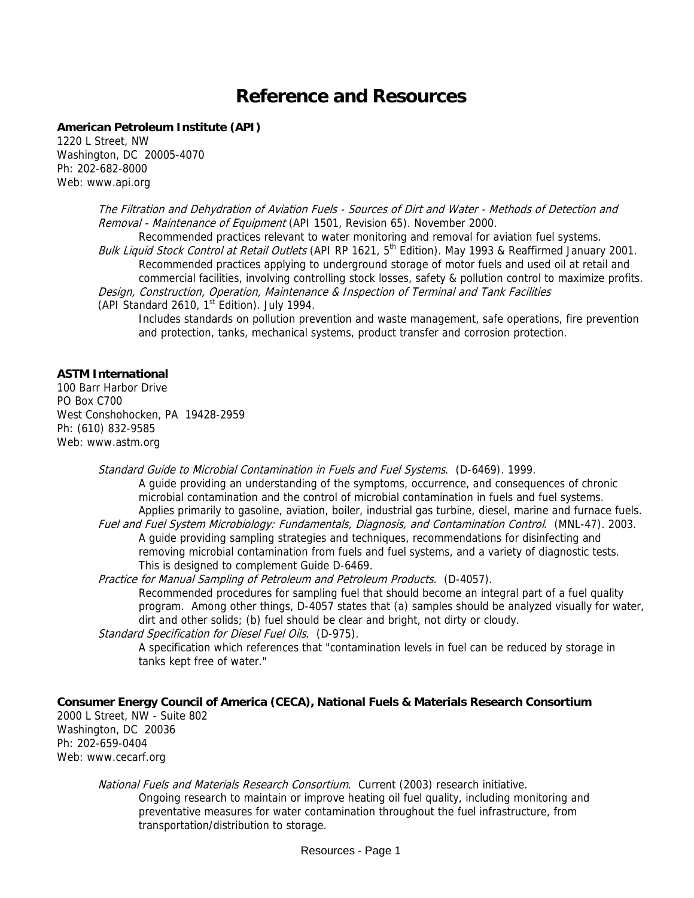# Reference and Resources

**American Petroleum Institute (API)**
1220 L Street, NW
Washington, DC 20005-4070
Ph: 202-682-8000
Web: www.api.org

*The Filtration and Dehydration of Aviation Fuels - Sources of Dirt and Water - Methods of Detection and Removal - Maintenance of Equipment* (API 1501, Revision 65). November 2000.
Recommended practices relevant to water monitoring and removal for aviation fuel systems.

*Bulk Liquid Stock Control at Retail Outlets* (API RP 1621, 5th Edition). May 1993 & Reaffirmed January 2001.
Recommended practices applying to underground storage of motor fuels and used oil at retail and commercial facilities, involving controlling stock losses, safety & pollution control to maximize profits.

*Design, Construction, Operation, Maintenance & Inspection of Terminal and Tank Facilities* (API Standard 2610, 1st Edition). July 1994.
Includes standards on pollution prevention and waste management, safe operations, fire prevention and protection, tanks, mechanical systems, product transfer and corrosion protection.

**ASTM International**
100 Barr Harbor Drive
PO Box C700
West Conshohocken, PA 19428-2959
Ph: (610) 832-9585
Web: www.astm.org

*Standard Guide to Microbial Contamination in Fuels and Fuel Systems*. (D-6469). 1999.
A guide providing an understanding of the symptoms, occurrence, and consequences of chronic microbial contamination and the control of microbial contamination in fuels and fuel systems. Applies primarily to gasoline, aviation, boiler, industrial gas turbine, diesel, marine and furnace fuels.

*Fuel and Fuel System Microbiology: Fundamentals, Diagnosis, and Contamination Control*. (MNL-47). 2003.
A guide providing sampling strategies and techniques, recommendations for disinfecting and removing microbial contamination from fuels and fuel systems, and a variety of diagnostic tests. This is designed to complement Guide D-6469.

*Practice for Manual Sampling of Petroleum and Petroleum Products*. (D-4057).
Recommended procedures for sampling fuel that should become an integral part of a fuel quality program. Among other things, D-4057 states that (a) samples should be analyzed visually for water, dirt and other solids; (b) fuel should be clear and bright, not dirty or cloudy.

*Standard Specification for Diesel Fuel Oils*. (D-975).
A specification which references that "contamination levels in fuel can be reduced by storage in tanks kept free of water."

**Consumer Energy Council of America (CECA), National Fuels & Materials Research Consortium**
2000 L Street, NW - Suite 802
Washington, DC 20036
Ph: 202-659-0404
Web: www.cecarf.org

*National Fuels and Materials Research Consortium*. Current (2003) research initiative.
Ongoing research to maintain or improve heating oil fuel quality, including monitoring and preventative measures for water contamination throughout the fuel infrastructure, from transportation/distribution to storage.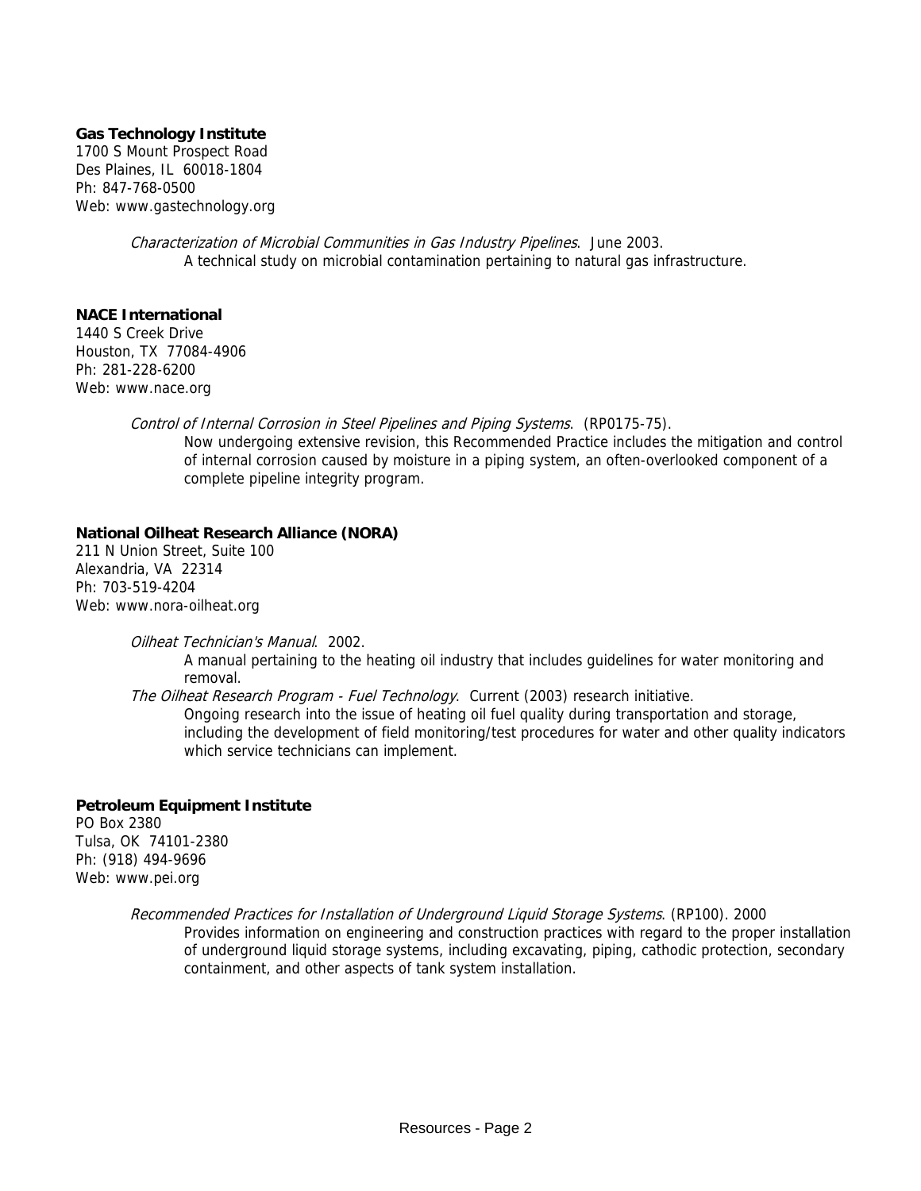**Gas Technology Institute**
1700 S Mount Prospect Road
Des Plaines, IL 60018-1804
Ph: 847-768-0500
Web: www.gastechnology.org

> *Characterization of Microbial Communities in Gas Industry Pipelines*. June 2003.
> A technical study on microbial contamination pertaining to natural gas infrastructure.

**NACE International**
1440 S Creek Drive
Houston, TX 77084-4906
Ph: 281-228-6200
Web: www.nace.org

> *Control of Internal Corrosion in Steel Pipelines and Piping Systems*. (RP0175-75).
> Now undergoing extensive revision, this Recommended Practice includes the mitigation and control of internal corrosion caused by moisture in a piping system, an often-overlooked component of a complete pipeline integrity program.

**National Oilheat Research Alliance (NORA)**
211 N Union Street, Suite 100
Alexandria, VA 22314
Ph: 703-519-4204
Web: www.nora-oilheat.org

> *Oilheat Technician's Manual*. 2002.
> A manual pertaining to the heating oil industry that includes guidelines for water monitoring and removal.
>
> *The Oilheat Research Program - Fuel Technology*. Current (2003) research initiative.
> Ongoing research into the issue of heating oil fuel quality during transportation and storage, including the development of field monitoring/test procedures for water and other quality indicators which service technicians can implement.

**Petroleum Equipment Institute**
PO Box 2380
Tulsa, OK 74101-2380
Ph: (918) 494-9696
Web: www.pei.org

> *Recommended Practices for Installation of Underground Liquid Storage Systems*. (RP100). 2000
> Provides information on engineering and construction practices with regard to the proper installation of underground liquid storage systems, including excavating, piping, cathodic protection, secondary containment, and other aspects of tank system installation.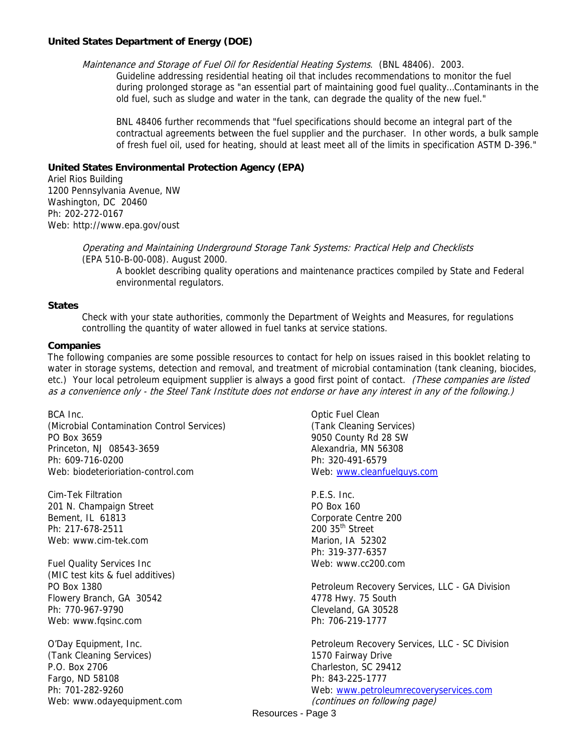**United States Department of Energy (DOE)**

*Maintenance and Storage of Fuel Oil for Residential Heating Systems*. (BNL 48406). 2003.

Guideline addressing residential heating oil that includes recommendations to monitor the fuel during prolonged storage as "an essential part of maintaining good fuel quality…Contaminants in the old fuel, such as sludge and water in the tank, can degrade the quality of the new fuel."

BNL 48406 further recommends that "fuel specifications should become an integral part of the contractual agreements between the fuel supplier and the purchaser. In other words, a bulk sample of fresh fuel oil, used for heating, should at least meet all of the limits in specification ASTM D-396."

**United States Environmental Protection Agency (EPA)**

Ariel Rios Building
1200 Pennsylvania Avenue, NW
Washington, DC 20460
Ph: 202-272-0167
Web: http://www.epa.gov/oust

*Operating and Maintaining Underground Storage Tank Systems: Practical Help and Checklists* (EPA 510-B-00-008). August 2000.

A booklet describing quality operations and maintenance practices compiled by State and Federal environmental regulators.

**States**

Check with your state authorities, commonly the Department of Weights and Measures, for regulations controlling the quantity of water allowed in fuel tanks at service stations.

**Companies**

The following companies are some possible resources to contact for help on issues raised in this booklet relating to water in storage systems, detection and removal, and treatment of microbial contamination (tank cleaning, biocides, etc.) Your local petroleum equipment supplier is always a good first point of contact. *(These companies are listed as a convenience only - the Steel Tank Institute does not endorse or have any interest in any of the following.)*

BCA Inc.
(Microbial Contamination Control Services)
PO Box 3659
Princeton, NJ 08543-3659
Ph: 609-716-0200
Web: biodeterioriation-control.com

Cim-Tek Filtration
201 N. Champaign Street
Bement, IL 61813
Ph: 217-678-2511
Web: www.cim-tek.com

Fuel Quality Services Inc
(MIC test kits & fuel additives)
PO Box 1380
Flowery Branch, GA 30542
Ph: 770-967-9790
Web: www.fqsinc.com

O'Day Equipment, Inc.
(Tank Cleaning Services)
P.O. Box 2706
Fargo, ND 58108
Ph: 701-282-9260
Web: www.odayequipment.com

Optic Fuel Clean
(Tank Cleaning Services)
9050 County Rd 28 SW
Alexandria, MN 56308
Ph: 320-491-6579
Web: www.cleanfuelguys.com

P.E.S. Inc.
PO Box 160
Corporate Centre 200
200 35th Street
Marion, IA 52302
Ph: 319-377-6357
Web: www.cc200.com

Petroleum Recovery Services, LLC - GA Division
4778 Hwy. 75 South
Cleveland, GA 30528
Ph: 706-219-1777

Petroleum Recovery Services, LLC - SC Division
1570 Fairway Drive
Charleston, SC 29412
Ph: 843-225-1777
Web: www.petroleumrecoveryservices.com
*(continues on following page)*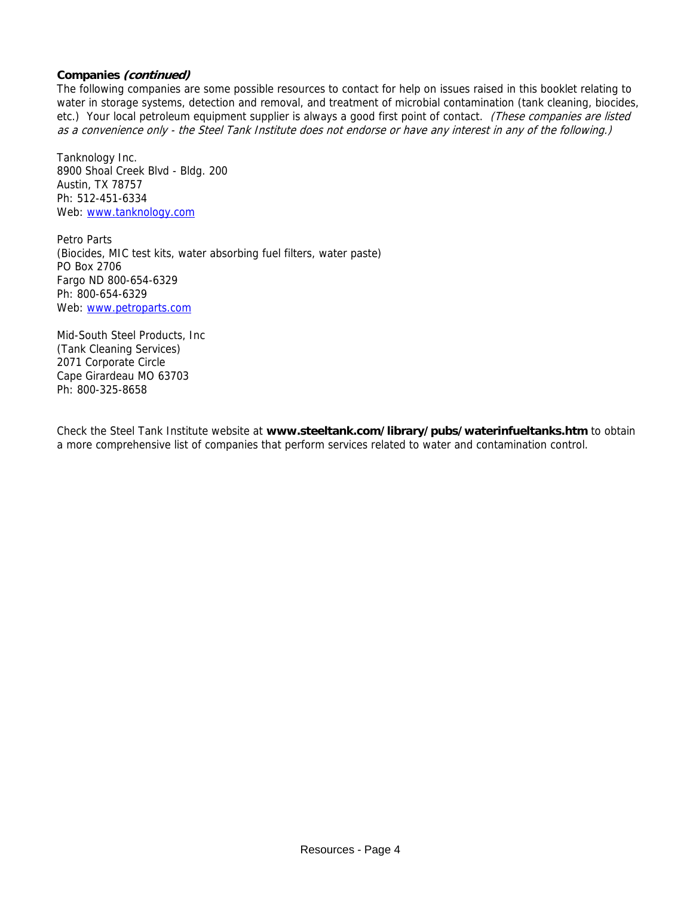**Companies *(continued)***

The following companies are some possible resources to contact for help on issues raised in this booklet relating to water in storage systems, detection and removal, and treatment of microbial contamination (tank cleaning, biocides, etc.) Your local petroleum equipment supplier is always a good first point of contact. *(These companies are listed as a convenience only - the Steel Tank Institute does not endorse or have any interest in any of the following.)*

Tanknology Inc.  
8900 Shoal Creek Blvd - Bldg. 200  
Austin, TX 78757  
Ph: 512-451-6334  
Web: www.tanknology.com

Petro Parts  
(Biocides, MIC test kits, water absorbing fuel filters, water paste)  
PO Box 2706  
Fargo ND 800-654-6329  
Ph: 800-654-6329  
Web: www.petroparts.com

Mid-South Steel Products, Inc  
(Tank Cleaning Services)  
2071 Corporate Circle  
Cape Girardeau MO 63703  
Ph: 800-325-8658

Check the Steel Tank Institute website at **www.steeltank.com/library/pubs/waterinfueltanks.htm** to obtain a more comprehensive list of companies that perform services related to water and contamination control.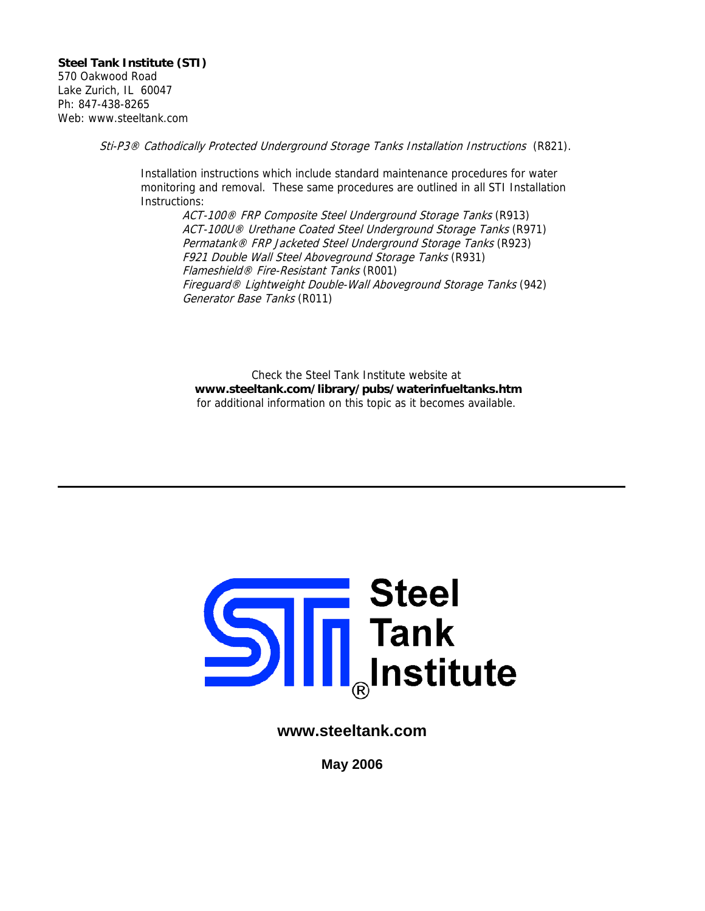**Steel Tank Institute (STI)**
570 Oakwood Road
Lake Zurich, IL 60047
Ph: 847-438-8265
Web: www.steeltank.com

*Sti-P3® Cathodically Protected Underground Storage Tanks Installation Instructions* (R821).

Installation instructions which include standard maintenance procedures for water monitoring and removal. These same procedures are outlined in all STI Installation Instructions:

*ACT-100® FRP Composite Steel Underground Storage Tanks* (R913)
*ACT-100U® Urethane Coated Steel Underground Storage Tanks* (R971)
*Permatank® FRP Jacketed Steel Underground Storage Tanks* (R923)
*F921 Double Wall Steel Aboveground Storage Tanks* (R931)
*Flameshield® Fire-Resistant Tanks* (R001)
*Fireguard® Lightweight Double-Wall Aboveground Storage Tanks* (942)
*Generator Base Tanks* (R011)

Check the Steel Tank Institute website at
**www.steeltank.com/library/pubs/waterinfueltanks.htm**
for additional information on this topic as it becomes available.

---

Steel Tank Institute®

**www.steeltank.com**

**May 2006**